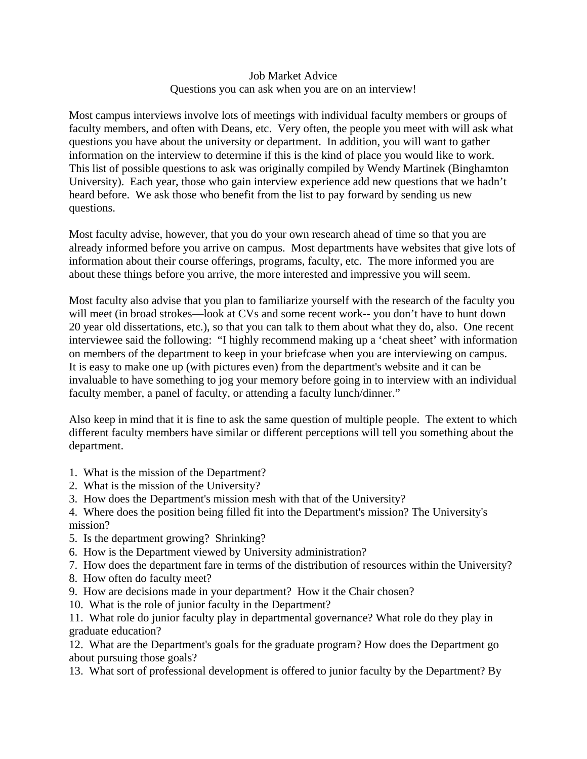# Job Market Advice

## Questions you can ask when you are on an interview!

Most campus interviews involve lots of meetings with individual faculty members or groups of faculty members, and often with Deans, etc. Very often, the people you meet with will ask what questions you have about the university or department. In addition, you will want to gather information on the interview to determine if this is the kind of place you would like to work. This list of possible questions to ask was originally compiled by Wendy Martinek (Binghamton University). Each year, those who gain interview experience add new questions that we hadn't heard before. We ask those who benefit from the list to pay forward by sending us new questions.

Most faculty advise, however, that you do your own research ahead of time so that you are already informed before you arrive on campus. Most departments have websites that give lots of information about their course offerings, programs, faculty, etc. The more informed you are about these things before you arrive, the more interested and impressive you will seem.

Most faculty also advise that you plan to familiarize yourself with the research of the faculty you will meet (in broad strokes—look at CVs and some recent work-- you don't have to hunt down 20 year old dissertations, etc.), so that you can talk to them about what they do, also. One recent interviewee said the following: "I highly recommend making up a 'cheat sheet' with information on members of the department to keep in your briefcase when you are interviewing on campus. It is easy to make one up (with pictures even) from the department's website and it can be invaluable to have something to jog your memory before going in to interview with an individual faculty member, a panel of faculty, or attending a faculty lunch/dinner."

Also keep in mind that it is fine to ask the same question of multiple people. The extent to which different faculty members have similar or different perceptions will tell you something about the department.

1. What is the mission of the Department?
2. What is the mission of the University?
3. How does the Department's mission mesh with that of the University?
4. Where does the position being filled fit into the Department's mission? The University's mission?
5. Is the department growing? Shrinking?
6. How is the Department viewed by University administration?
7. How does the department fare in terms of the distribution of resources within the University?
8. How often do faculty meet?
9. How are decisions made in your department? How it the Chair chosen?
10. What is the role of junior faculty in the Department?
11. What role do junior faculty play in departmental governance? What role do they play in graduate education?
12. What are the Department's goals for the graduate program? How does the Department go about pursuing those goals?
13. What sort of professional development is offered to junior faculty by the Department? By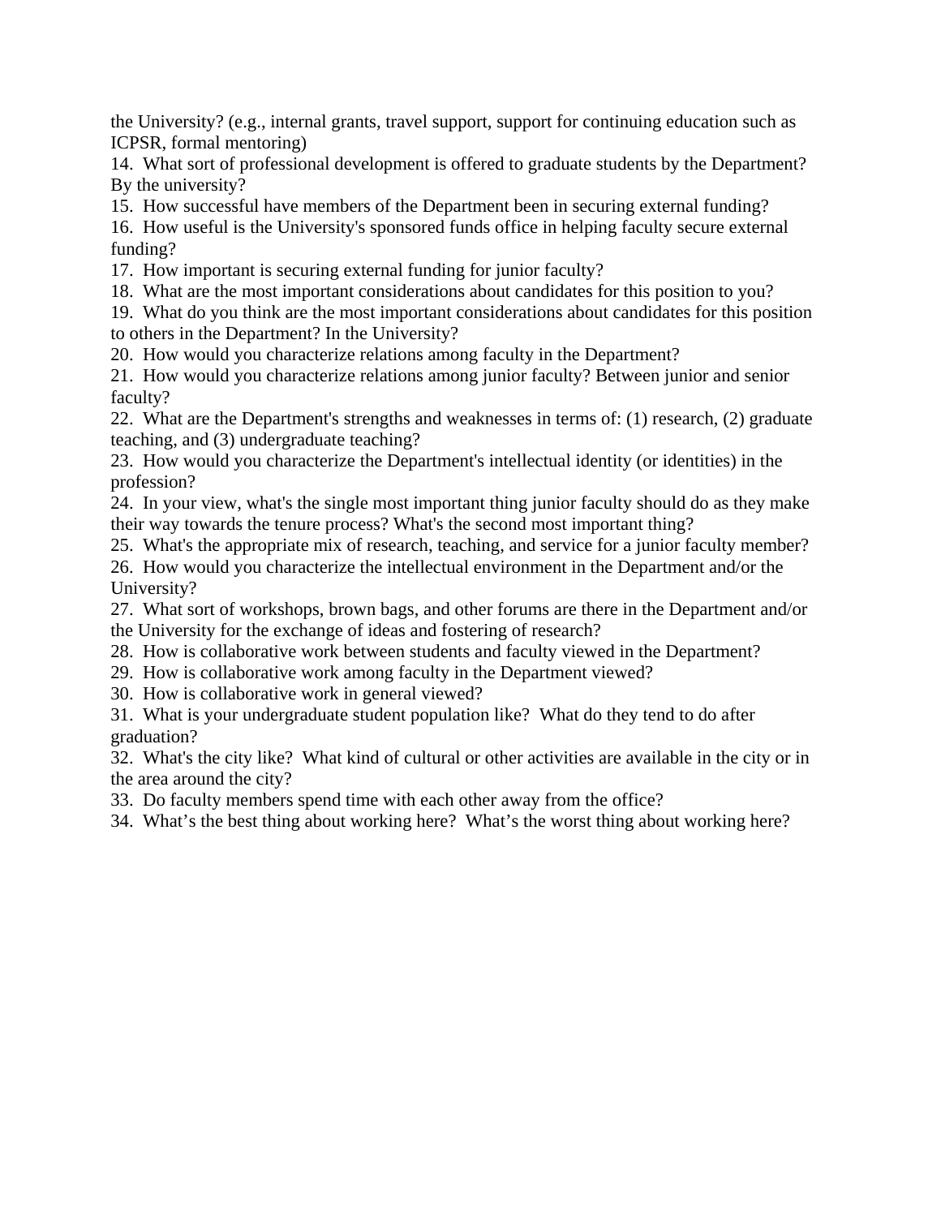the University? (e.g., internal grants, travel support, support for continuing education such as ICPSR, formal mentoring)

14. What sort of professional development is offered to graduate students by the Department? By the university?
15. How successful have members of the Department been in securing external funding?
16. How useful is the University's sponsored funds office in helping faculty secure external funding?
17. How important is securing external funding for junior faculty?
18. What are the most important considerations about candidates for this position to you?
19. What do you think are the most important considerations about candidates for this position to others in the Department? In the University?
20. How would you characterize relations among faculty in the Department?
21. How would you characterize relations among junior faculty? Between junior and senior faculty?
22. What are the Department's strengths and weaknesses in terms of: (1) research, (2) graduate teaching, and (3) undergraduate teaching?
23. How would you characterize the Department's intellectual identity (or identities) in the profession?
24. In your view, what's the single most important thing junior faculty should do as they make their way towards the tenure process? What's the second most important thing?
25. What's the appropriate mix of research, teaching, and service for a junior faculty member?
26. How would you characterize the intellectual environment in the Department and/or the University?
27. What sort of workshops, brown bags, and other forums are there in the Department and/or the University for the exchange of ideas and fostering of research?
28. How is collaborative work between students and faculty viewed in the Department?
29. How is collaborative work among faculty in the Department viewed?
30. How is collaborative work in general viewed?
31. What is your undergraduate student population like? What do they tend to do after graduation?
32. What's the city like? What kind of cultural or other activities are available in the city or in the area around the city?
33. Do faculty members spend time with each other away from the office?
34. What's the best thing about working here? What's the worst thing about working here?